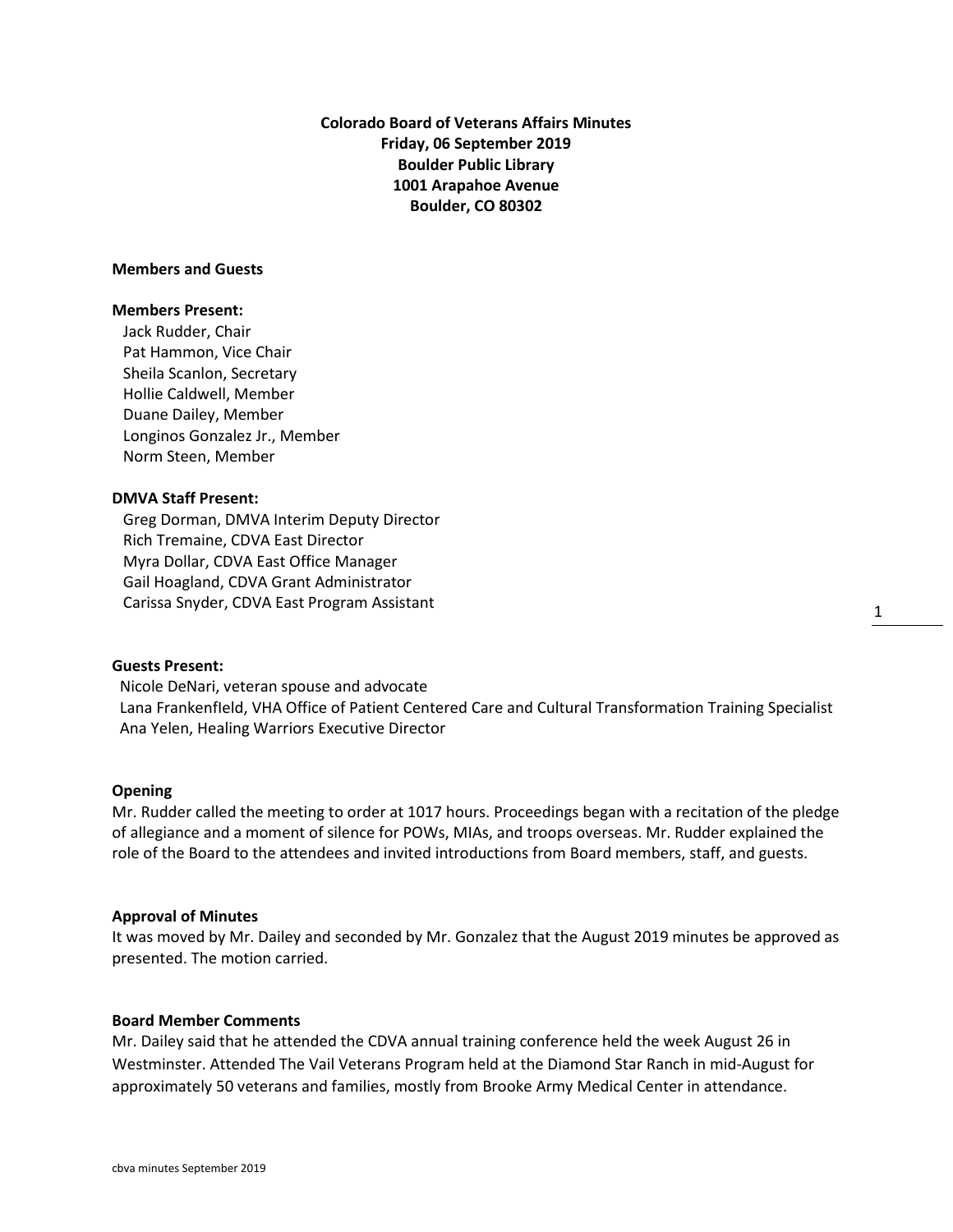# Colorado Board of Veterans Affairs Minutes
**Friday, 06 September 2019**
**Boulder Public Library**
**1001 Arapahoe Avenue**
**Boulder, CO 80302**

**Members and Guests**

**Members Present:**

Jack Rudder, Chair
Pat Hammon, Vice Chair
Sheila Scanlon, Secretary
Hollie Caldwell, Member
Duane Dailey, Member
Longinos Gonzalez Jr., Member
Norm Steen, Member

**DMVA Staff Present:**

Greg Dorman, DMVA Interim Deputy Director
Rich Tremaine, CDVA East Director
Myra Dollar, CDVA East Office Manager
Gail Hoagland, CDVA Grant Administrator
Carissa Snyder, CDVA East Program Assistant

**Guests Present:**

Nicole DeNari, veteran spouse and advocate
Lana Frankenfleld, VHA Office of Patient Centered Care and Cultural Transformation Training Specialist
Ana Yelen, Healing Warriors Executive Director

**Opening**

Mr. Rudder called the meeting to order at 1017 hours. Proceedings began with a recitation of the pledge of allegiance and a moment of silence for POWs, MIAs, and troops overseas. Mr. Rudder explained the role of the Board to the attendees and invited introductions from Board members, staff, and guests.

**Approval of Minutes**

It was moved by Mr. Dailey and seconded by Mr. Gonzalez that the August 2019 minutes be approved as presented. The motion carried.

**Board Member Comments**

Mr. Dailey said that he attended the CDVA annual training conference held the week August 26 in Westminster. Attended The Vail Veterans Program held at the Diamond Star Ranch in mid-August for approximately 50 veterans and families, mostly from Brooke Army Medical Center in attendance.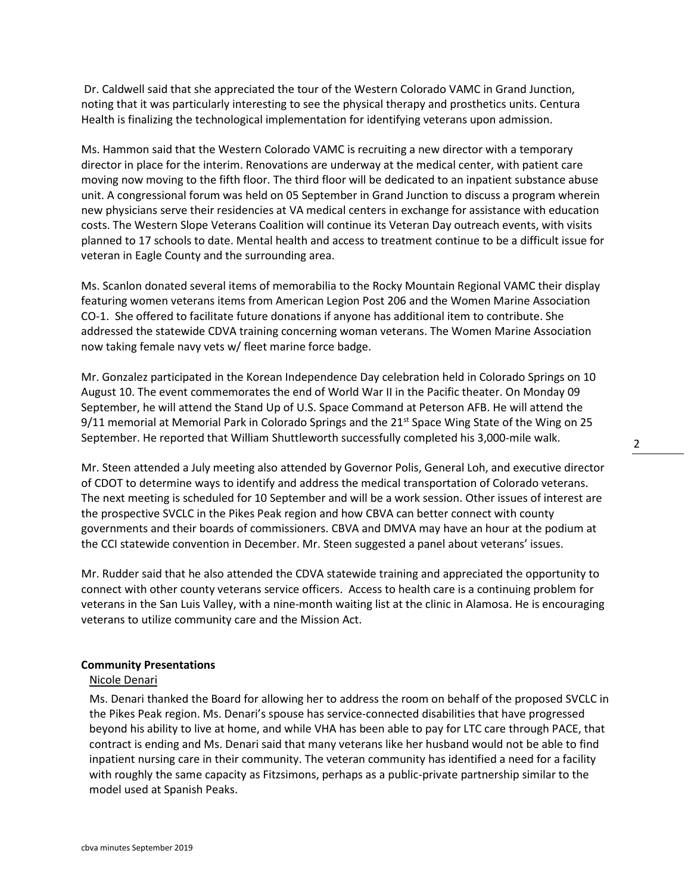Dr. Caldwell said that she appreciated the tour of the Western Colorado VAMC in Grand Junction, noting that it was particularly interesting to see the physical therapy and prosthetics units. Centura Health is finalizing the technological implementation for identifying veterans upon admission.

Ms. Hammon said that the Western Colorado VAMC is recruiting a new director with a temporary director in place for the interim. Renovations are underway at the medical center, with patient care moving now moving to the fifth floor. The third floor will be dedicated to an inpatient substance abuse unit. A congressional forum was held on 05 September in Grand Junction to discuss a program wherein new physicians serve their residencies at VA medical centers in exchange for assistance with education costs. The Western Slope Veterans Coalition will continue its Veteran Day outreach events, with visits planned to 17 schools to date. Mental health and access to treatment continue to be a difficult issue for veteran in Eagle County and the surrounding area.

Ms. Scanlon donated several items of memorabilia to the Rocky Mountain Regional VAMC their display featuring women veterans items from American Legion Post 206 and the Women Marine Association CO-1. She offered to facilitate future donations if anyone has additional item to contribute. She addressed the statewide CDVA training concerning woman veterans. The Women Marine Association now taking female navy vets w/ fleet marine force badge.

Mr. Gonzalez participated in the Korean Independence Day celebration held in Colorado Springs on 10 August 10. The event commemorates the end of World War II in the Pacific theater. On Monday 09 September, he will attend the Stand Up of U.S. Space Command at Peterson AFB. He will attend the 9/11 memorial at Memorial Park in Colorado Springs and the 21st Space Wing State of the Wing on 25 September. He reported that William Shuttleworth successfully completed his 3,000-mile walk.

Mr. Steen attended a July meeting also attended by Governor Polis, General Loh, and executive director of CDOT to determine ways to identify and address the medical transportation of Colorado veterans. The next meeting is scheduled for 10 September and will be a work session. Other issues of interest are the prospective SVCLC in the Pikes Peak region and how CBVA can better connect with county governments and their boards of commissioners. CBVA and DMVA may have an hour at the podium at the CCI statewide convention in December. Mr. Steen suggested a panel about veterans' issues.

Mr. Rudder said that he also attended the CDVA statewide training and appreciated the opportunity to connect with other county veterans service officers. Access to health care is a continuing problem for veterans in the San Luis Valley, with a nine-month waiting list at the clinic in Alamosa. He is encouraging veterans to utilize community care and the Mission Act.

**Community Presentations**

Nicole Denari

Ms. Denari thanked the Board for allowing her to address the room on behalf of the proposed SVCLC in the Pikes Peak region. Ms. Denari's spouse has service-connected disabilities that have progressed beyond his ability to live at home, and while VHA has been able to pay for LTC care through PACE, that contract is ending and Ms. Denari said that many veterans like her husband would not be able to find inpatient nursing care in their community. The veteran community has identified a need for a facility with roughly the same capacity as Fitzsimons, perhaps as a public-private partnership similar to the model used at Spanish Peaks.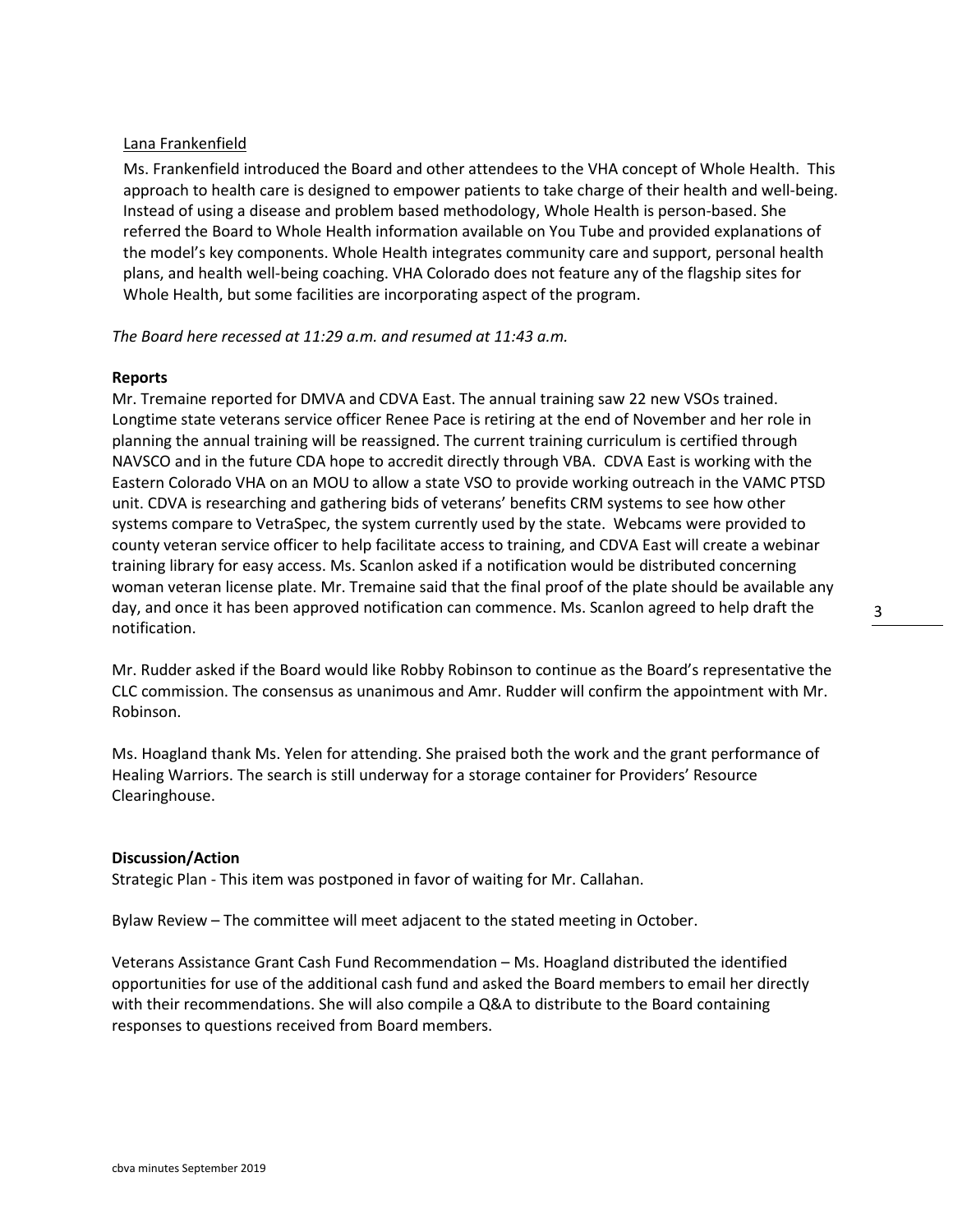Lana Frankenfield

Ms. Frankenfield introduced the Board and other attendees to the VHA concept of Whole Health. This approach to health care is designed to empower patients to take charge of their health and well-being. Instead of using a disease and problem based methodology, Whole Health is person-based. She referred the Board to Whole Health information available on You Tube and provided explanations of the model's key components. Whole Health integrates community care and support, personal health plans, and health well-being coaching. VHA Colorado does not feature any of the flagship sites for Whole Health, but some facilities are incorporating aspect of the program.

*The Board here recessed at 11:29 a.m. and resumed at 11:43 a.m.*

**Reports**

Mr. Tremaine reported for DMVA and CDVA East. The annual training saw 22 new VSOs trained. Longtime state veterans service officer Renee Pace is retiring at the end of November and her role in planning the annual training will be reassigned. The current training curriculum is certified through NAVSCO and in the future CDA hope to accredit directly through VBA. CDVA East is working with the Eastern Colorado VHA on an MOU to allow a state VSO to provide working outreach in the VAMC PTSD unit. CDVA is researching and gathering bids of veterans' benefits CRM systems to see how other systems compare to VetraSpec, the system currently used by the state. Webcams were provided to county veteran service officer to help facilitate access to training, and CDVA East will create a webinar training library for easy access. Ms. Scanlon asked if a notification would be distributed concerning woman veteran license plate. Mr. Tremaine said that the final proof of the plate should be available any day, and once it has been approved notification can commence. Ms. Scanlon agreed to help draft the notification.

Mr. Rudder asked if the Board would like Robby Robinson to continue as the Board's representative the CLC commission. The consensus as unanimous and Amr. Rudder will confirm the appointment with Mr. Robinson.

Ms. Hoagland thank Ms. Yelen for attending. She praised both the work and the grant performance of Healing Warriors. The search is still underway for a storage container for Providers' Resource Clearinghouse.

**Discussion/Action**

Strategic Plan - This item was postponed in favor of waiting for Mr. Callahan.

Bylaw Review – The committee will meet adjacent to the stated meeting in October.

Veterans Assistance Grant Cash Fund Recommendation – Ms. Hoagland distributed the identified opportunities for use of the additional cash fund and asked the Board members to email her directly with their recommendations. She will also compile a Q&A to distribute to the Board containing responses to questions received from Board members.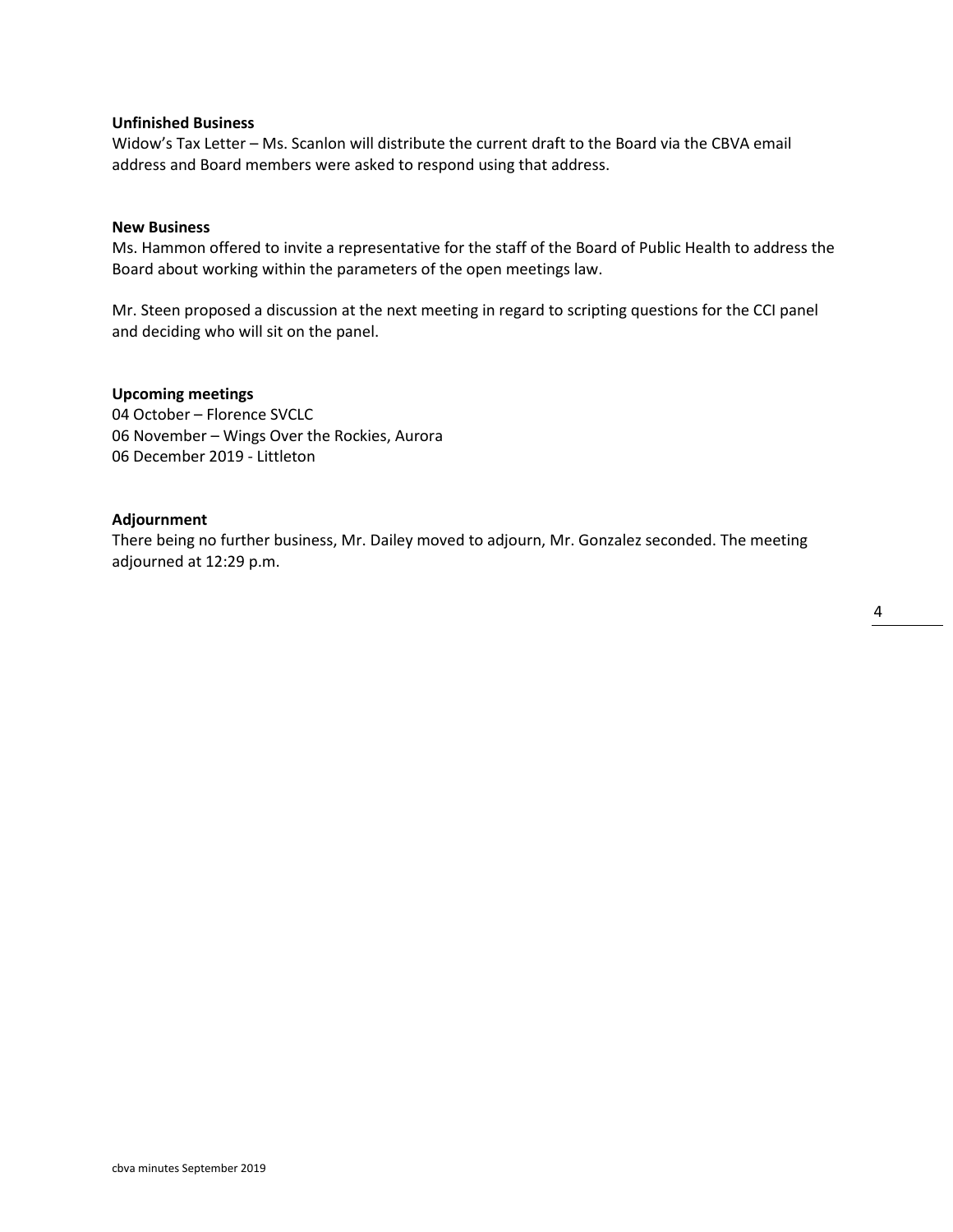**Unfinished Business**

Widow's Tax Letter – Ms. Scanlon will distribute the current draft to the Board via the CBVA email address and Board members were asked to respond using that address.

**New Business**

Ms. Hammon offered to invite a representative for the staff of the Board of Public Health to address the Board about working within the parameters of the open meetings law.

Mr. Steen proposed a discussion at the next meeting in regard to scripting questions for the CCI panel and deciding who will sit on the panel.

**Upcoming meetings**

04 October – Florence SVCLC
06 November – Wings Over the Rockies, Aurora
06 December 2019 - Littleton

**Adjournment**

There being no further business, Mr. Dailey moved to adjourn, Mr. Gonzalez seconded. The meeting adjourned at 12:29 p.m.